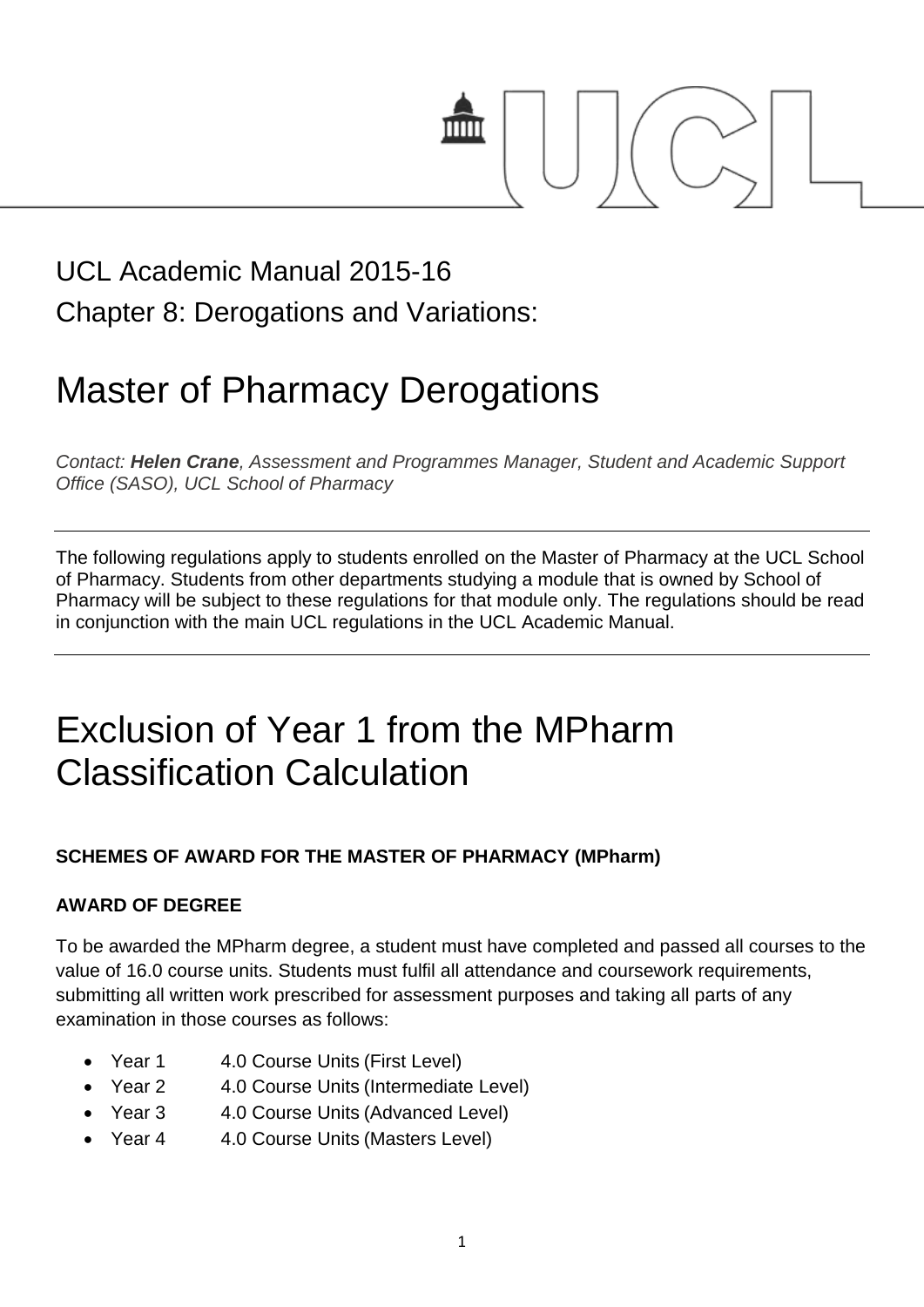UCL Academic Manual 2015-16

Chapter 8: Derogations and Variations:

# Master of Pharmacy Derogations

*Contact: **Helen Crane**, Assessment and Programmes Manager, Student and Academic Support Office (SASO), UCL School of Pharmacy*

---

The following regulations apply to students enrolled on the Master of Pharmacy at the UCL School of Pharmacy. Students from other departments studying a module that is owned by School of Pharmacy will be subject to these regulations for that module only. The regulations should be read in conjunction with the main UCL regulations in the UCL Academic Manual.

---

# Exclusion of Year 1 from the MPharm Classification Calculation

**SCHEMES OF AWARD FOR THE MASTER OF PHARMACY (MPharm)**

**AWARD OF DEGREE**

To be awarded the MPharm degree, a student must have completed and passed all courses to the value of 16.0 course units. Students must fulfil all attendance and coursework requirements, submitting all written work prescribed for assessment purposes and taking all parts of any examination in those courses as follows:

- Year 1 4.0 Course Units (First Level)
- Year 2 4.0 Course Units (Intermediate Level)
- Year 3 4.0 Course Units (Advanced Level)
- Year 4 4.0 Course Units (Masters Level)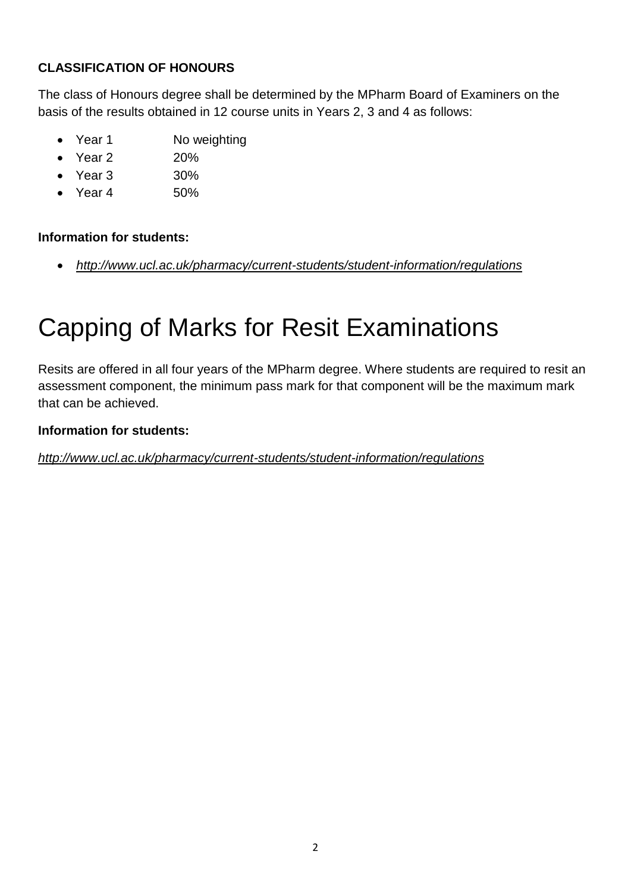**CLASSIFICATION OF HONOURS**

The class of Honours degree shall be determined by the MPharm Board of Examiners on the basis of the results obtained in 12 course units in Years 2, 3 and 4 as follows:

- Year 1 No weighting
- Year 2 20%
- Year 3 30%
- Year 4 50%

**Information for students:**

- *http://www.ucl.ac.uk/pharmacy/current-students/student-information/regulations*

# Capping of Marks for Resit Examinations

Resits are offered in all four years of the MPharm degree. Where students are required to resit an assessment component, the minimum pass mark for that component will be the maximum mark that can be achieved.

**Information for students:**

*http://www.ucl.ac.uk/pharmacy/current-students/student-information/regulations*